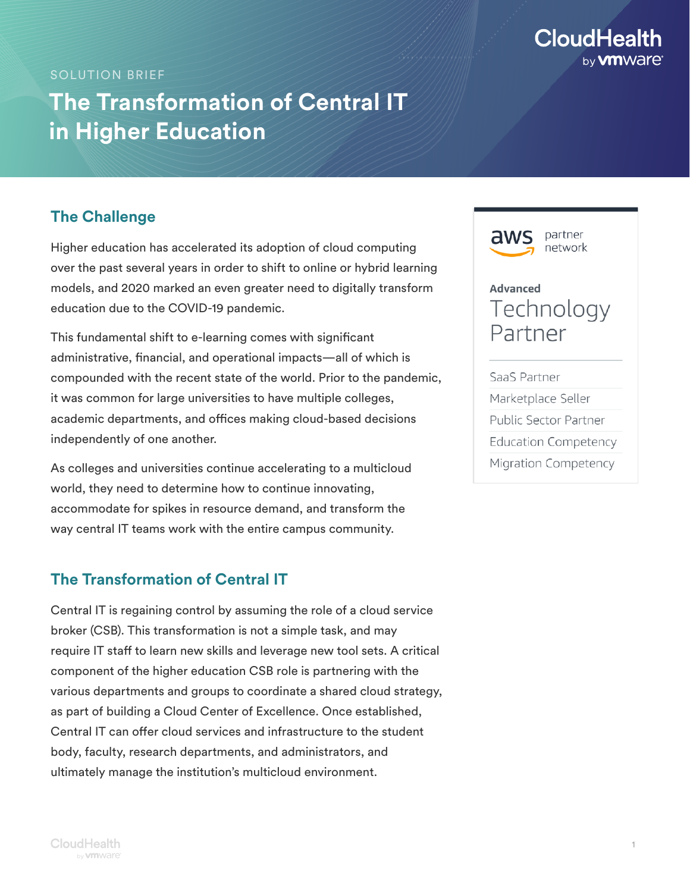SOLUTION BRIEF

# The Transformation of Central IT in Higher Education

## The Challenge

Higher education has accelerated its adoption of cloud computing over the past several years in order to shift to online or hybrid learning models, and 2020 marked an even greater need to digitally transform education due to the COVID-19 pandemic.

This fundamental shift to e-learning comes with significant administrative, financial, and operational impacts—all of which is compounded with the recent state of the world. Prior to the pandemic, it was common for large universities to have multiple colleges, academic departments, and offices making cloud-based decisions independently of one another.

As colleges and universities continue accelerating to a multicloud world, they need to determine how to continue innovating, accommodate for spikes in resource demand, and transform the way central IT teams work with the entire campus community.

aws partner network

**Advanced**
Technology Partner

- SaaS Partner
- Marketplace Seller
- Public Sector Partner
- Education Competency
- Migration Competency

## The Transformation of Central IT

Central IT is regaining control by assuming the role of a cloud service broker (CSB). This transformation is not a simple task, and may require IT staff to learn new skills and leverage new tool sets. A critical component of the higher education CSB role is partnering with the various departments and groups to coordinate a shared cloud strategy, as part of building a Cloud Center of Excellence. Once established, Central IT can offer cloud services and infrastructure to the student body, faculty, research departments, and administrators, and ultimately manage the institution's multicloud environment.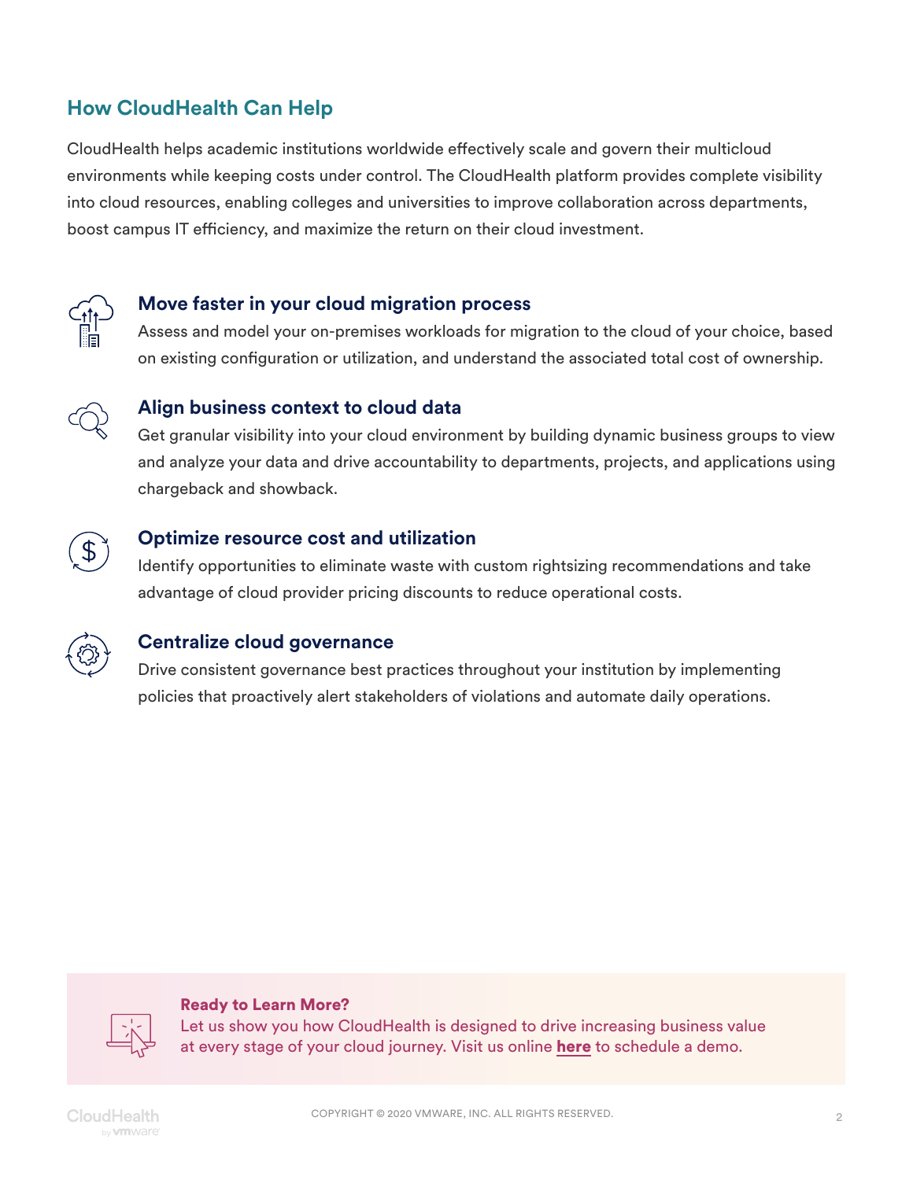## How CloudHealth Can Help

CloudHealth helps academic institutions worldwide effectively scale and govern their multicloud environments while keeping costs under control. The CloudHealth platform provides complete visibility into cloud resources, enabling colleges and universities to improve collaboration across departments, boost campus IT efficiency, and maximize the return on their cloud investment.

### Move faster in your cloud migration process

Assess and model your on-premises workloads for migration to the cloud of your choice, based on existing configuration or utilization, and understand the associated total cost of ownership.

### Align business context to cloud data

Get granular visibility into your cloud environment by building dynamic business groups to view and analyze your data and drive accountability to departments, projects, and applications using chargeback and showback.

### Optimize resource cost and utilization

Identify opportunities to eliminate waste with custom rightsizing recommendations and take advantage of cloud provider pricing discounts to reduce operational costs.

### Centralize cloud governance

Drive consistent governance best practices throughout your institution by implementing policies that proactively alert stakeholders of violations and automate daily operations.

**Ready to Learn More?**

Let us show you how CloudHealth is designed to drive increasing business value at every stage of your cloud journey. Visit us online **here** to schedule a demo.

COPYRIGHT © 2020 VMWARE, INC. ALL RIGHTS RESERVED.